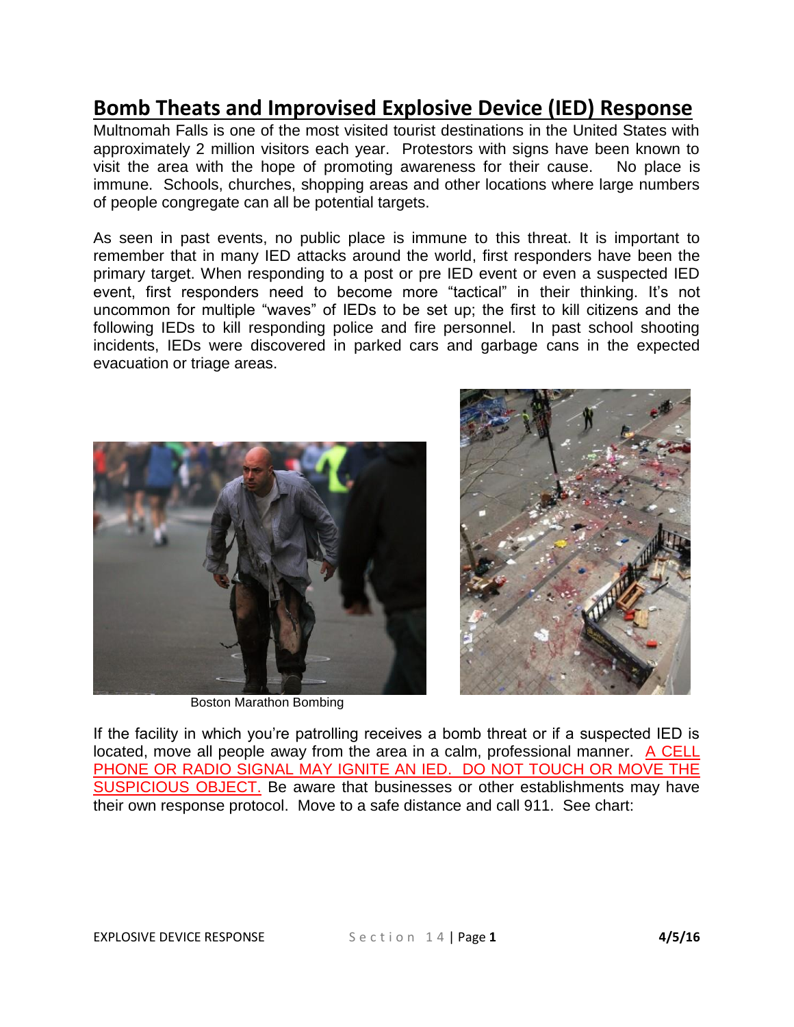# Bomb Theats and Improvised Explosive Device (IED) Response

Multnomah Falls is one of the most visited tourist destinations in the United States with approximately 2 million visitors each year. Protestors with signs have been known to visit the area with the hope of promoting awareness for their cause. No place is immune. Schools, churches, shopping areas and other locations where large numbers of people congregate can all be potential targets.

As seen in past events, no public place is immune to this threat. It is important to remember that in many IED attacks around the world, first responders have been the primary target. When responding to a post or pre IED event or even a suspected IED event, first responders need to become more "tactical" in their thinking. It's not uncommon for multiple "waves" of IEDs to be set up; the first to kill citizens and the following IEDs to kill responding police and fire personnel. In past school shooting incidents, IEDs were discovered in parked cars and garbage cans in the expected evacuation or triage areas.

Boston Marathon Bombing

If the facility in which you're patrolling receives a bomb threat or if a suspected IED is located, move all people away from the area in a calm, professional manner. A CELL PHONE OR RADIO SIGNAL MAY IGNITE AN IED. DO NOT TOUCH OR MOVE THE SUSPICIOUS OBJECT. Be aware that businesses or other establishments may have their own response protocol. Move to a safe distance and call 911. See chart: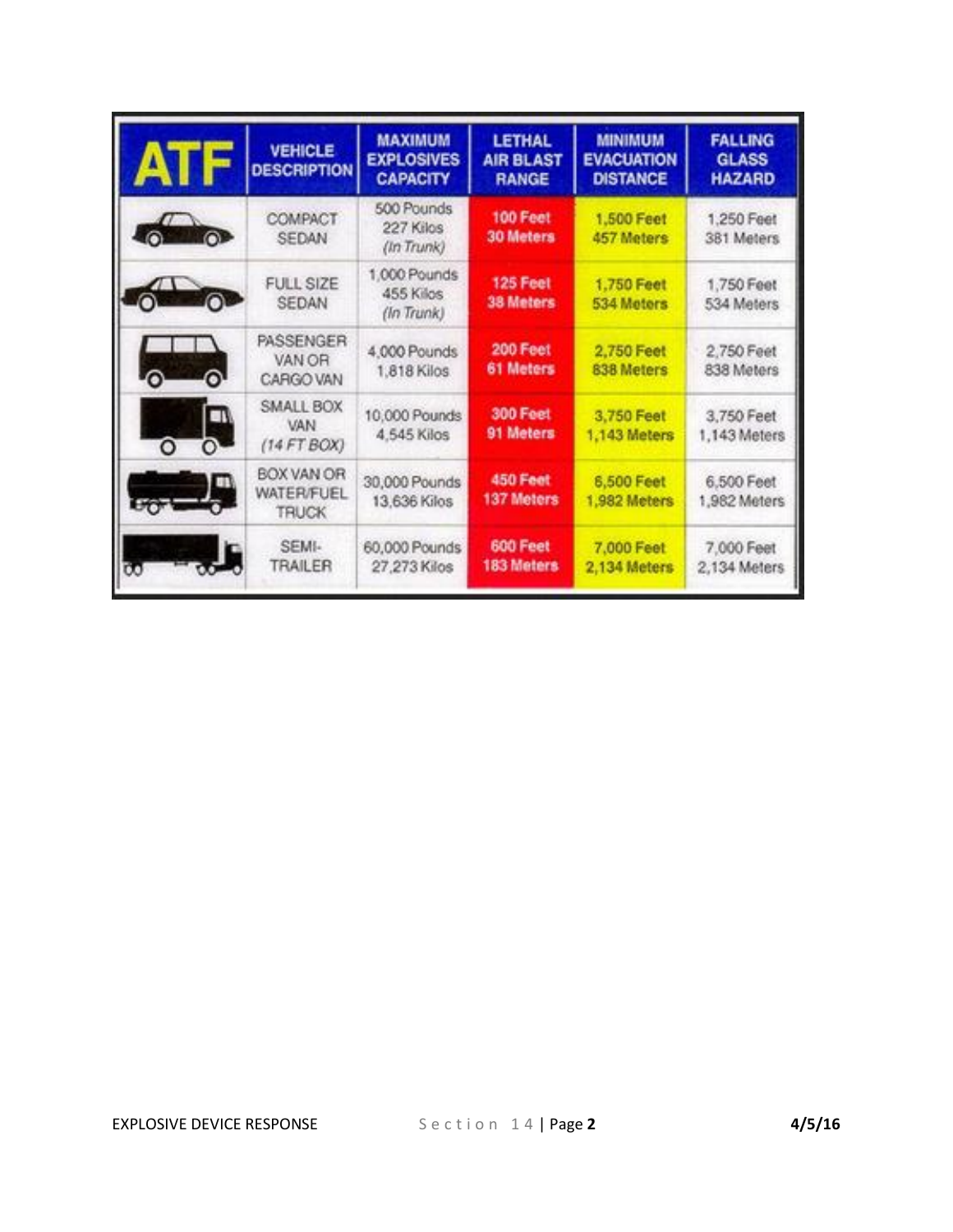| ATF | VEHICLE DESCRIPTION | MAXIMUM EXPLOSIVES CAPACITY | LETHAL AIR BLAST RANGE | MINIMUM EVACUATION DISTANCE | FALLING GLASS HAZARD |
|---|---|---|---|---|---|
| | COMPACT SEDAN | 500 Pounds 227 Kilos *(In Trunk)* | 100 Feet 30 Meters | 1,500 Feet 457 Meters | 1,250 Feet 381 Meters |
| | FULL SIZE SEDAN | 1,000 Pounds 455 Kilos *(In Trunk)* | 125 Feet 38 Meters | 1,750 Feet 534 Meters | 1,750 Feet 534 Meters |
| | PASSENGER VAN OR CARGO VAN | 4,000 Pounds 1,818 Kilos | 200 Feet 61 Meters | 2,750 Feet 838 Meters | 2,750 Feet 838 Meters |
| | SMALL BOX VAN *(14 FT BOX)* | 10,000 Pounds 4,545 Kilos | 300 Feet 91 Meters | 3,750 Feet 1,143 Meters | 3,750 Feet 1,143 Meters |
| | BOX VAN OR WATER/FUEL TRUCK | 30,000 Pounds 13,636 Kilos | 450 Feet 137 Meters | 6,500 Feet 1,982 Meters | 6,500 Feet 1,982 Meters |
| | SEMI-TRAILER | 60,000 Pounds 27,273 Kilos | 600 Feet 183 Meters | 7,000 Feet 2,134 Meters | 7,000 Feet 2,134 Meters |